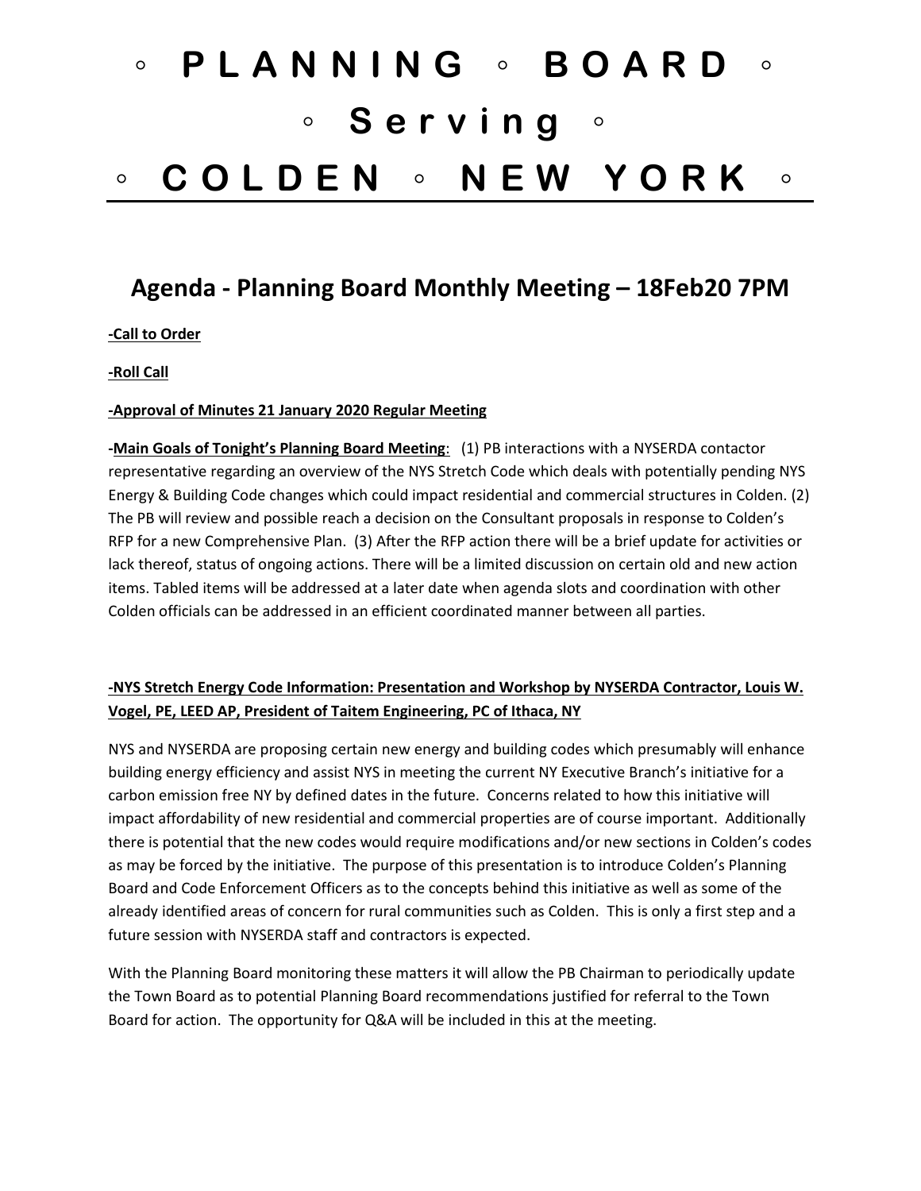# ◦ P L A N N I N G ◦ B O A R D ◦
# ◦ S e r v i n g ◦
# ◦ C O L D E N ◦ N E W Y O R K ◦

---

## Agenda - Planning Board Monthly Meeting – 18Feb20 7PM

**-Call to Order**

**-Roll Call**

**-Approval of Minutes 21 January 2020 Regular Meeting**

**-Main Goals of Tonight's Planning Board Meeting**: (1) PB interactions with a NYSERDA contactor representative regarding an overview of the NYS Stretch Code which deals with potentially pending NYS Energy & Building Code changes which could impact residential and commercial structures in Colden. (2) The PB will review and possible reach a decision on the Consultant proposals in response to Colden's RFP for a new Comprehensive Plan. (3) After the RFP action there will be a brief update for activities or lack thereof, status of ongoing actions. There will be a limited discussion on certain old and new action items. Tabled items will be addressed at a later date when agenda slots and coordination with other Colden officials can be addressed in an efficient coordinated manner between all parties.

**-NYS Stretch Energy Code Information: Presentation and Workshop by NYSERDA Contractor, Louis W. Vogel, PE, LEED AP, President of Taitem Engineering, PC of Ithaca, NY**

NYS and NYSERDA are proposing certain new energy and building codes which presumably will enhance building energy efficiency and assist NYS in meeting the current NY Executive Branch's initiative for a carbon emission free NY by defined dates in the future. Concerns related to how this initiative will impact affordability of new residential and commercial properties are of course important. Additionally there is potential that the new codes would require modifications and/or new sections in Colden's codes as may be forced by the initiative. The purpose of this presentation is to introduce Colden's Planning Board and Code Enforcement Officers as to the concepts behind this initiative as well as some of the already identified areas of concern for rural communities such as Colden. This is only a first step and a future session with NYSERDA staff and contractors is expected.

With the Planning Board monitoring these matters it will allow the PB Chairman to periodically update the Town Board as to potential Planning Board recommendations justified for referral to the Town Board for action. The opportunity for Q&A will be included in this at the meeting.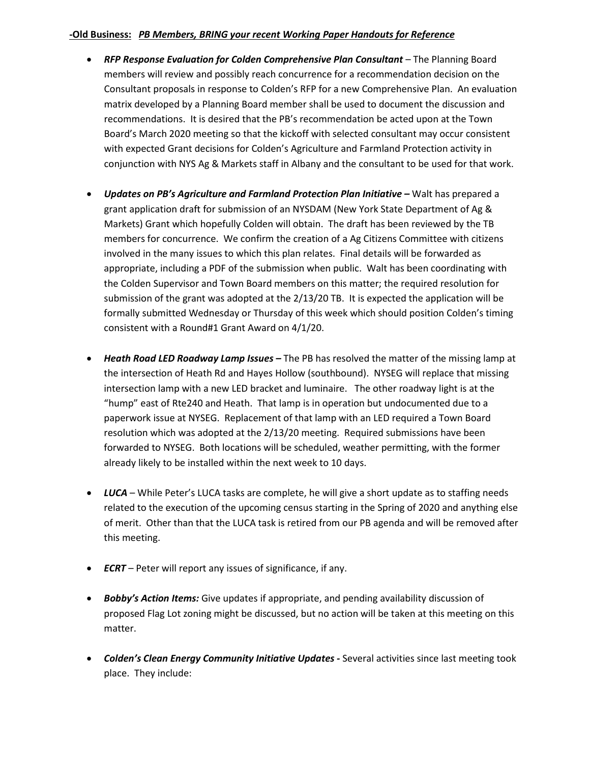**-Old Business:** ***PB Members, BRING your recent Working Paper Handouts for Reference***

- ***RFP Response Evaluation for Colden Comprehensive Plan Consultant*** – The Planning Board members will review and possibly reach concurrence for a recommendation decision on the Consultant proposals in response to Colden's RFP for a new Comprehensive Plan. An evaluation matrix developed by a Planning Board member shall be used to document the discussion and recommendations. It is desired that the PB's recommendation be acted upon at the Town Board's March 2020 meeting so that the kickoff with selected consultant may occur consistent with expected Grant decisions for Colden's Agriculture and Farmland Protection activity in conjunction with NYS Ag & Markets staff in Albany and the consultant to be used for that work.

- ***Updates on PB's Agriculture and Farmland Protection Plan Initiative –*** Walt has prepared a grant application draft for submission of an NYSDAM (New York State Department of Ag & Markets) Grant which hopefully Colden will obtain. The draft has been reviewed by the TB members for concurrence. We confirm the creation of a Ag Citizens Committee with citizens involved in the many issues to which this plan relates. Final details will be forwarded as appropriate, including a PDF of the submission when public. Walt has been coordinating with the Colden Supervisor and Town Board members on this matter; the required resolution for submission of the grant was adopted at the 2/13/20 TB. It is expected the application will be formally submitted Wednesday or Thursday of this week which should position Colden's timing consistent with a Round#1 Grant Award on 4/1/20.

- ***Heath Road LED Roadway Lamp Issues –*** The PB has resolved the matter of the missing lamp at the intersection of Heath Rd and Hayes Hollow (southbound). NYSEG will replace that missing intersection lamp with a new LED bracket and luminaire. The other roadway light is at the "hump" east of Rte240 and Heath. That lamp is in operation but undocumented due to a paperwork issue at NYSEG. Replacement of that lamp with an LED required a Town Board resolution which was adopted at the 2/13/20 meeting. Required submissions have been forwarded to NYSEG. Both locations will be scheduled, weather permitting, with the former already likely to be installed within the next week to 10 days.

- ***LUCA*** – While Peter's LUCA tasks are complete, he will give a short update as to staffing needs related to the execution of the upcoming census starting in the Spring of 2020 and anything else of merit. Other than that the LUCA task is retired from our PB agenda and will be removed after this meeting.

- ***ECRT*** – Peter will report any issues of significance, if any.

- ***Bobby's Action Items:*** Give updates if appropriate, and pending availability discussion of proposed Flag Lot zoning might be discussed, but no action will be taken at this meeting on this matter.

- ***Colden's Clean Energy Community Initiative Updates -*** Several activities since last meeting took place. They include: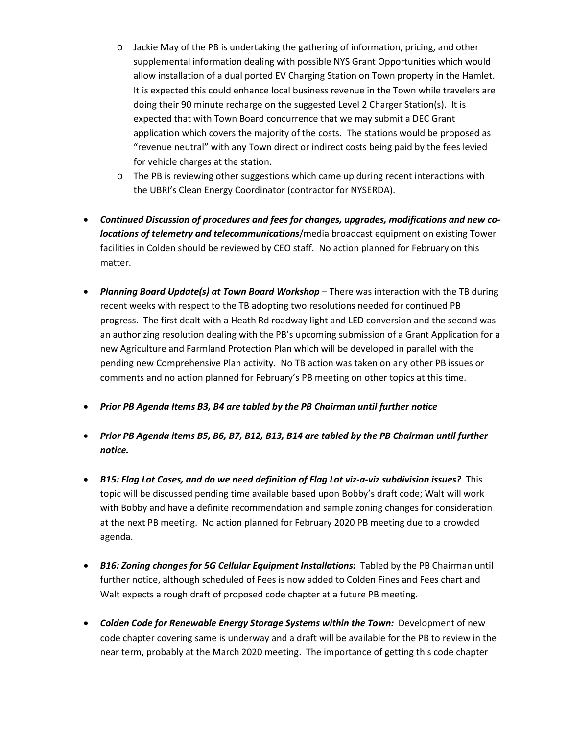- Jackie May of the PB is undertaking the gathering of information, pricing, and other supplemental information dealing with possible NYS Grant Opportunities which would allow installation of a dual ported EV Charging Station on Town property in the Hamlet. It is expected this could enhance local business revenue in the Town while travelers are doing their 90 minute recharge on the suggested Level 2 Charger Station(s). It is expected that with Town Board concurrence that we may submit a DEC Grant application which covers the majority of the costs. The stations would be proposed as "revenue neutral" with any Town direct or indirect costs being paid by the fees levied for vehicle charges at the station.
    - The PB is reviewing other suggestions which came up during recent interactions with the UBRI's Clean Energy Coordinator (contractor for NYSERDA).

- ***Continued Discussion of procedures and fees for changes, upgrades, modifications and new co-locations of telemetry and telecommunications***/media broadcast equipment on existing Tower facilities in Colden should be reviewed by CEO staff. No action planned for February on this matter.

- ***Planning Board Update(s) at Town Board Workshop*** – There was interaction with the TB during recent weeks with respect to the TB adopting two resolutions needed for continued PB progress. The first dealt with a Heath Rd roadway light and LED conversion and the second was an authorizing resolution dealing with the PB's upcoming submission of a Grant Application for a new Agriculture and Farmland Protection Plan which will be developed in parallel with the pending new Comprehensive Plan activity. No TB action was taken on any other PB issues or comments and no action planned for February's PB meeting on other topics at this time.

- ***Prior PB Agenda Items B3, B4 are tabled by the PB Chairman until further notice***

- ***Prior PB Agenda items B5, B6, B7, B12, B13, B14 are tabled by the PB Chairman until further notice.***

- ***B15: Flag Lot Cases, and do we need definition of Flag Lot viz-a-viz subdivision issues?*** This topic will be discussed pending time available based upon Bobby's draft code; Walt will work with Bobby and have a definite recommendation and sample zoning changes for consideration at the next PB meeting. No action planned for February 2020 PB meeting due to a crowded agenda.

- ***B16: Zoning changes for 5G Cellular Equipment Installations:*** Tabled by the PB Chairman until further notice, although scheduled of Fees is now added to Colden Fines and Fees chart and Walt expects a rough draft of proposed code chapter at a future PB meeting.

- ***Colden Code for Renewable Energy Storage Systems within the Town:*** Development of new code chapter covering same is underway and a draft will be available for the PB to review in the near term, probably at the March 2020 meeting. The importance of getting this code chapter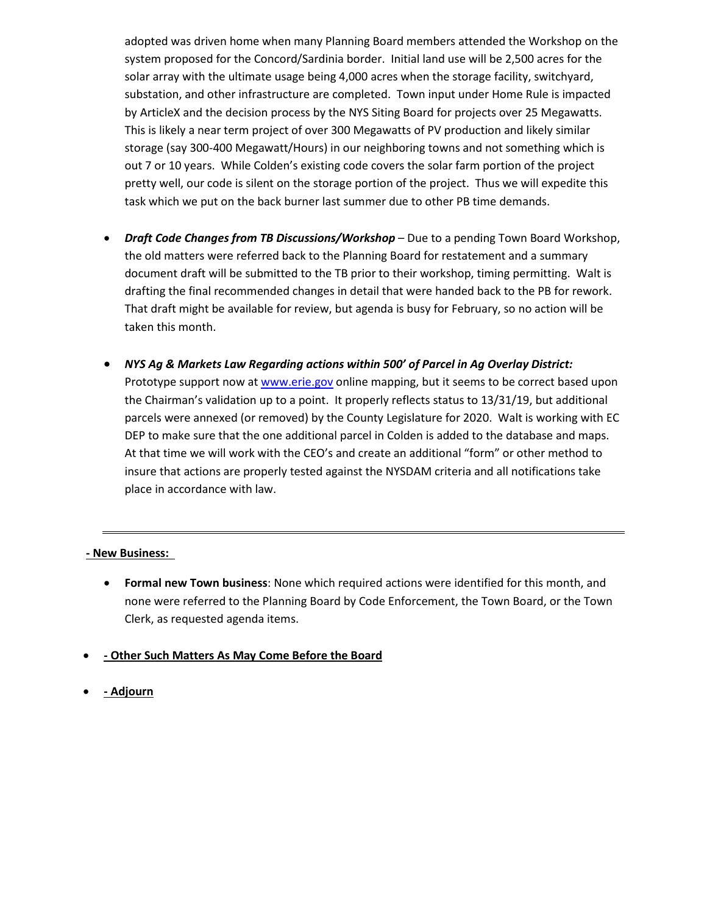adopted was driven home when many Planning Board members attended the Workshop on the system proposed for the Concord/Sardinia border. Initial land use will be 2,500 acres for the solar array with the ultimate usage being 4,000 acres when the storage facility, switchyard, substation, and other infrastructure are completed. Town input under Home Rule is impacted by ArticleX and the decision process by the NYS Siting Board for projects over 25 Megawatts. This is likely a near term project of over 300 Megawatts of PV production and likely similar storage (say 300-400 Megawatt/Hours) in our neighboring towns and not something which is out 7 or 10 years. While Colden's existing code covers the solar farm portion of the project pretty well, our code is silent on the storage portion of the project. Thus we will expedite this task which we put on the back burner last summer due to other PB time demands.

- ***Draft Code Changes from TB Discussions/Workshop*** – Due to a pending Town Board Workshop, the old matters were referred back to the Planning Board for restatement and a summary document draft will be submitted to the TB prior to their workshop, timing permitting. Walt is drafting the final recommended changes in detail that were handed back to the PB for rework. That draft might be available for review, but agenda is busy for February, so no action will be taken this month.

- ***NYS Ag & Markets Law Regarding actions within 500' of Parcel in Ag Overlay District:*** Prototype support now at [www.erie.gov](http://www.erie.gov) online mapping, but it seems to be correct based upon the Chairman's validation up to a point. It properly reflects status to 13/31/19, but additional parcels were annexed (or removed) by the County Legislature for 2020. Walt is working with EC DEP to make sure that the one additional parcel in Colden is added to the database and maps. At that time we will work with the CEO's and create an additional "form" or other method to insure that actions are properly tested against the NYSDAM criteria and all notifications take place in accordance with law.

---

**- New Business:**

- **Formal new Town business**: None which required actions were identified for this month, and none were referred to the Planning Board by Code Enforcement, the Town Board, or the Town Clerk, as requested agenda items.

- **- Other Such Matters As May Come Before the Board**

- **- Adjourn**